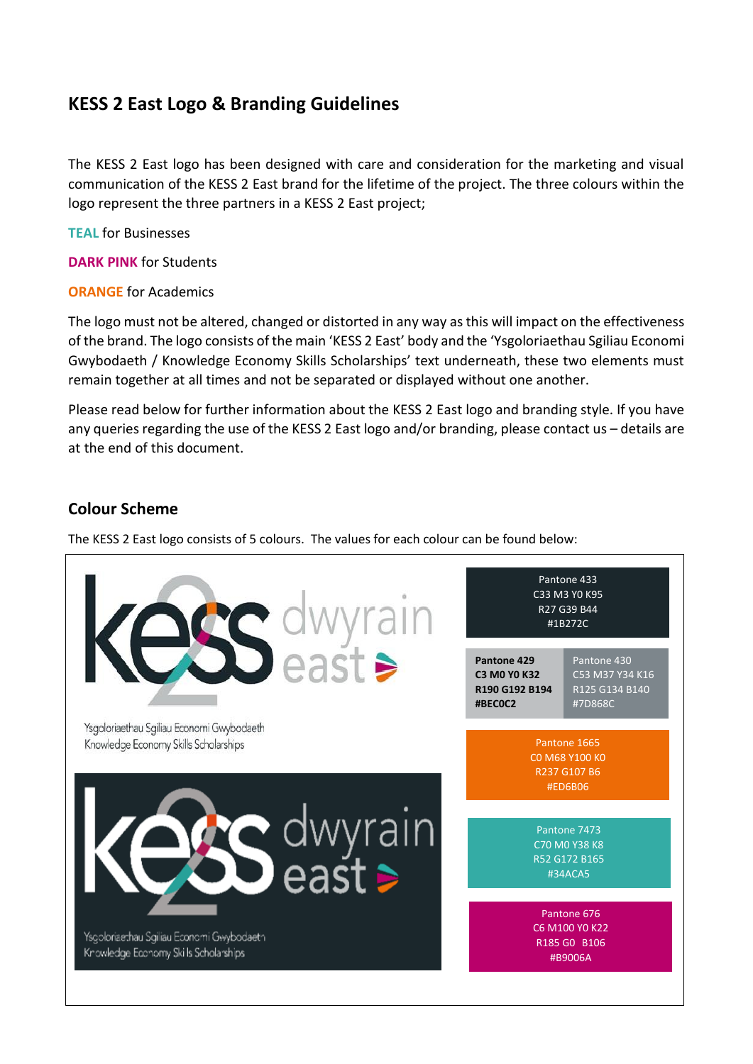# KESS 2 East Logo & Branding Guidelines

The KESS 2 East logo has been designed with care and consideration for the marketing and visual communication of the KESS 2 East brand for the lifetime of the project. The three colours within the logo represent the three partners in a KESS 2 East project;

**TEAL** for Businesses

**DARK PINK** for Students

**ORANGE** for Academics

The logo must not be altered, changed or distorted in any way as this will impact on the effectiveness of the brand. The logo consists of the main 'KESS 2 East' body and the 'Ysgoloriaethau Sgiliau Economi Gwybodaeth / Knowledge Economy Skills Scholarships' text underneath, these two elements must remain together at all times and not be separated or displayed without one another.

Please read below for further information about the KESS 2 East logo and branding style. If you have any queries regarding the use of the KESS 2 East logo and/or branding, please contact us – details are at the end of this document.

## Colour Scheme

The KESS 2 East logo consists of 5 colours. The values for each colour can be found below:

kess dwyrain east

Ysgoloriaethau Sgiliau Economi Gwybodaeth
Knowledge Economy Skills Scholarships

kess dwyrain east

Ysgoloriaethau Sgiliau Economi Gwybodaeth
Knowledge Economy Skills Scholarships

| Pantone | CMYK | RGB | Hex |
| --- | --- | --- | --- |
| Pantone 433 | C33 M3 Y0 K95 | R27 G39 B44 | #1B272C |
| Pantone 429 | C3 M0 Y0 K32 | R190 G192 B194 | #BEC0C2 |
| Pantone 430 | C53 M37 Y34 K16 | R125 G134 B140 | #7D868C |
| Pantone 1665 | C0 M68 Y100 K0 | R237 G107 B6 | #ED6B06 |
| Pantone 7473 | C70 M0 Y38 K8 | R52 G172 B165 | #34ACA5 |
| Pantone 676 | C6 M100 Y0 K22 | R185 G0 B106 | #B9006A |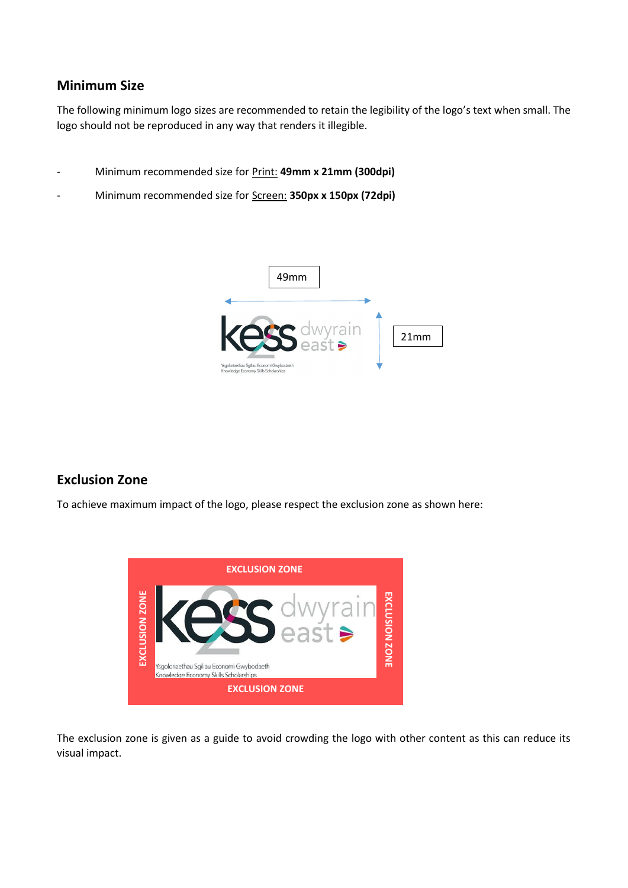## Minimum Size

The following minimum logo sizes are recommended to retain the legibility of the logo's text when small. The logo should not be reproduced in any way that renders it illegible.

- Minimum recommended size for Print: **49mm x 21mm (300dpi)**
- Minimum recommended size for Screen: **350px x 150px (72dpi)**

## Exclusion Zone

To achieve maximum impact of the logo, please respect the exclusion zone as shown here:

The exclusion zone is given as a guide to avoid crowding the logo with other content as this can reduce its visual impact.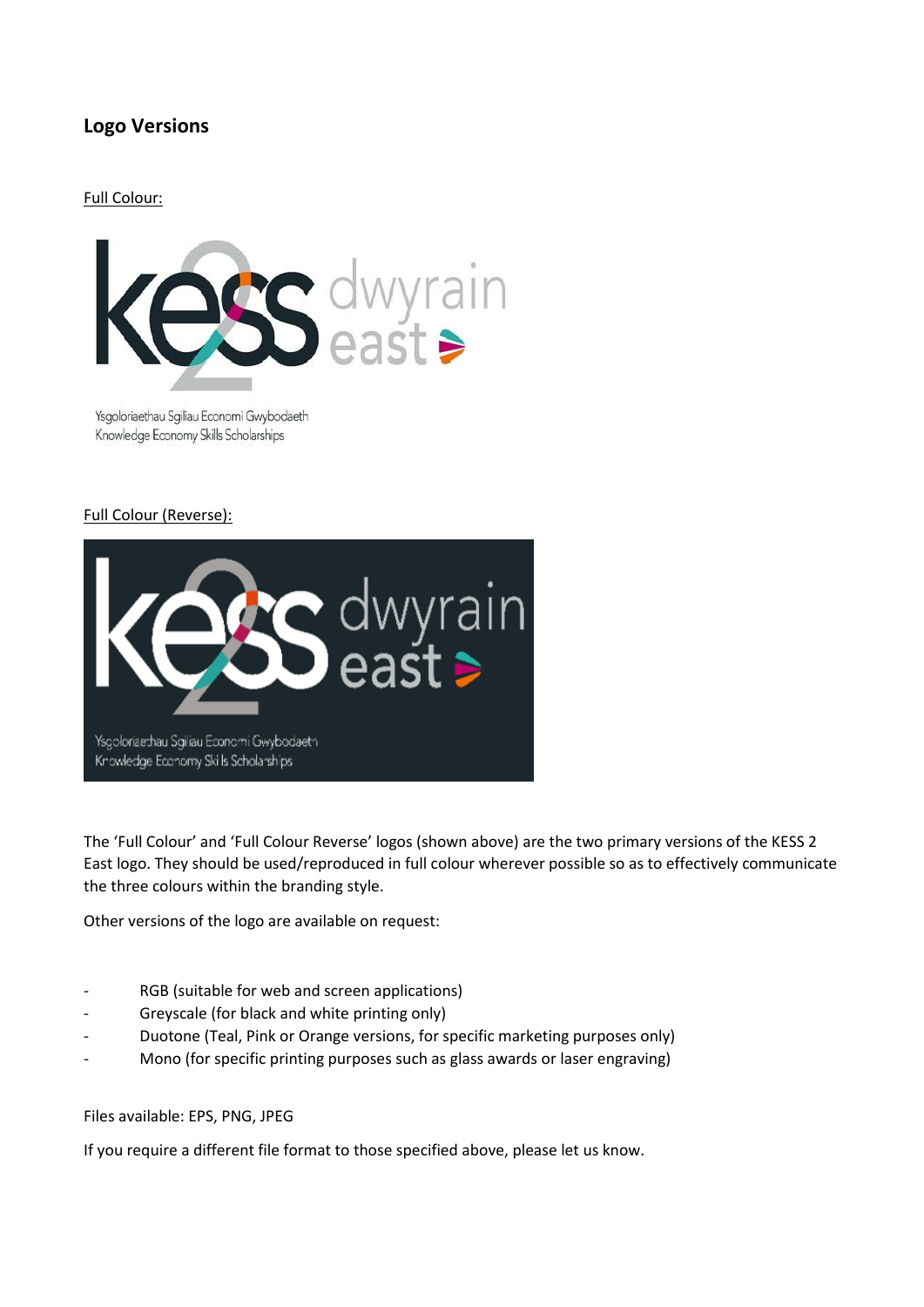## Logo Versions

Full Colour:

Ysgoloriaethau Sgiliau Economi Gwybodaeth
Knowledge Economy Skills Scholarships

Full Colour (Reverse):

Ysgoloriaethau Sgiliau Economi Gwybodaeth
Knowledge Economy Skills Scholarships

The 'Full Colour' and 'Full Colour Reverse' logos (shown above) are the two primary versions of the KESS 2 East logo. They should be used/reproduced in full colour wherever possible so as to effectively communicate the three colours within the branding style.

Other versions of the logo are available on request:

- RGB (suitable for web and screen applications)
- Greyscale (for black and white printing only)
- Duotone (Teal, Pink or Orange versions, for specific marketing purposes only)
- Mono (for specific printing purposes such as glass awards or laser engraving)

Files available: EPS, PNG, JPEG

If you require a different file format to those specified above, please let us know.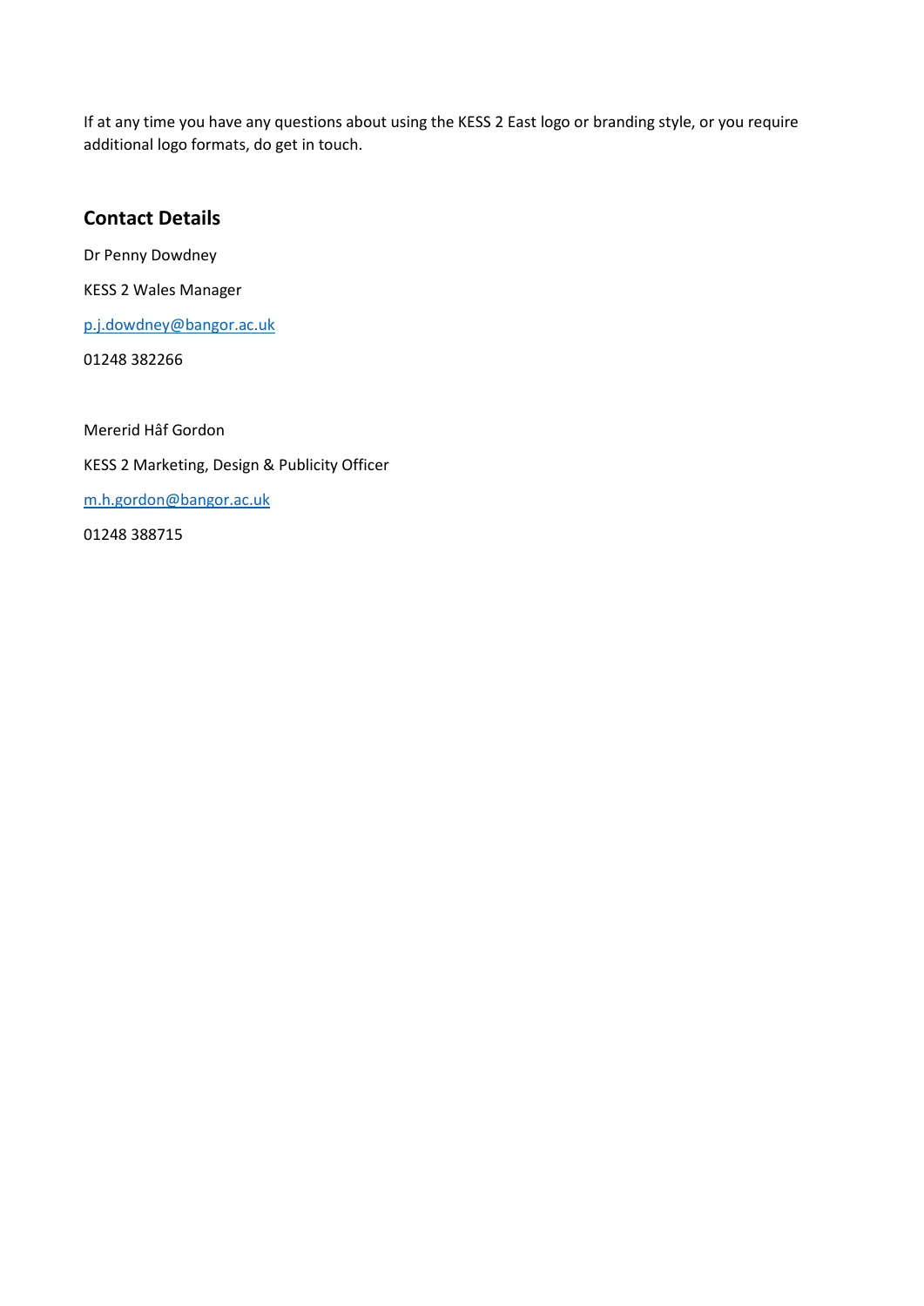If at any time you have any questions about using the KESS 2 East logo or branding style, or you require additional logo formats, do get in touch.

## Contact Details

Dr Penny Dowdney

KESS 2 Wales Manager

p.j.dowdney@bangor.ac.uk

01248 382266

Mererid Hâf Gordon

KESS 2 Marketing, Design & Publicity Officer

m.h.gordon@bangor.ac.uk

01248 388715